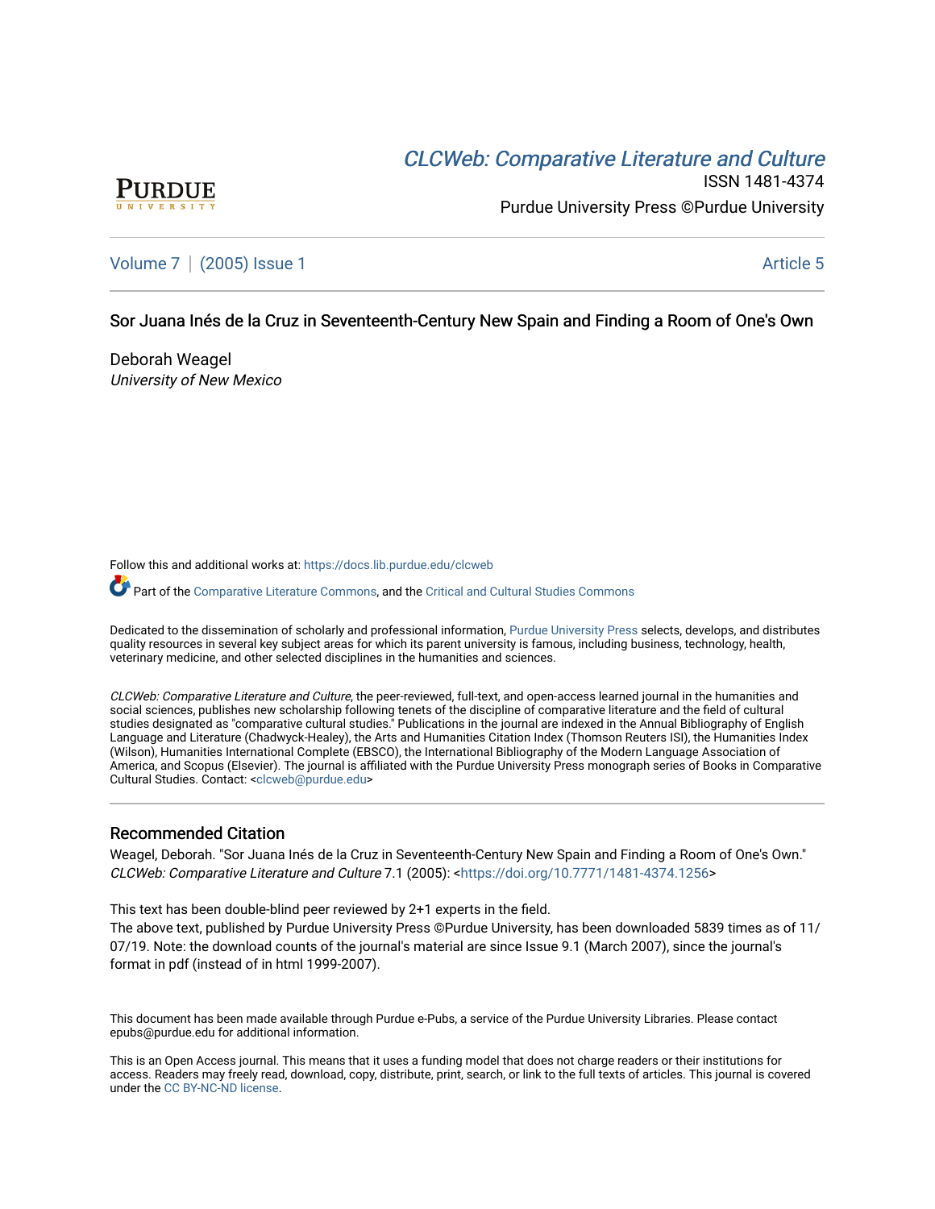# *CLCWeb: Comparative Literature and Culture*

ISSN 1481-4374

Purdue University Press ©Purdue University

Volume 7 | (2005) Issue 1 Article 5

## Sor Juana Inés de la Cruz in Seventeenth-Century New Spain and Finding a Room of One's Own

Deborah Weagel
*University of New Mexico*

Follow this and additional works at: https://docs.lib.purdue.edu/clcweb

Part of the Comparative Literature Commons, and the Critical and Cultural Studies Commons

Dedicated to the dissemination of scholarly and professional information, Purdue University Press selects, develops, and distributes quality resources in several key subject areas for which its parent university is famous, including business, technology, health, veterinary medicine, and other selected disciplines in the humanities and sciences.

*CLCWeb: Comparative Literature and Culture*, the peer-reviewed, full-text, and open-access learned journal in the humanities and social sciences, publishes new scholarship following tenets of the discipline of comparative literature and the field of cultural studies designated as "comparative cultural studies." Publications in the journal are indexed in the Annual Bibliography of English Language and Literature (Chadwyck-Healey), the Arts and Humanities Citation Index (Thomson Reuters ISI), the Humanities Index (Wilson), Humanities International Complete (EBSCO), the International Bibliography of the Modern Language Association of America, and Scopus (Elsevier). The journal is affiliated with the Purdue University Press monograph series of Books in Comparative Cultural Studies. Contact: <clcweb@purdue.edu>

### Recommended Citation

Weagel, Deborah. "Sor Juana Inés de la Cruz in Seventeenth-Century New Spain and Finding a Room of One's Own." *CLCWeb: Comparative Literature and Culture* 7.1 (2005): <https://doi.org/10.7771/1481-4374.1256>

This text has been double-blind peer reviewed by 2+1 experts in the field.
The above text, published by Purdue University Press ©Purdue University, has been downloaded 5839 times as of 11/07/19. Note: the download counts of the journal's material are since Issue 9.1 (March 2007), since the journal's format in pdf (instead of in html 1999-2007).

This document has been made available through Purdue e-Pubs, a service of the Purdue University Libraries. Please contact epubs@purdue.edu for additional information.

This is an Open Access journal. This means that it uses a funding model that does not charge readers or their institutions for access. Readers may freely read, download, copy, distribute, print, search, or link to the full texts of articles. This journal is covered under the CC BY-NC-ND license.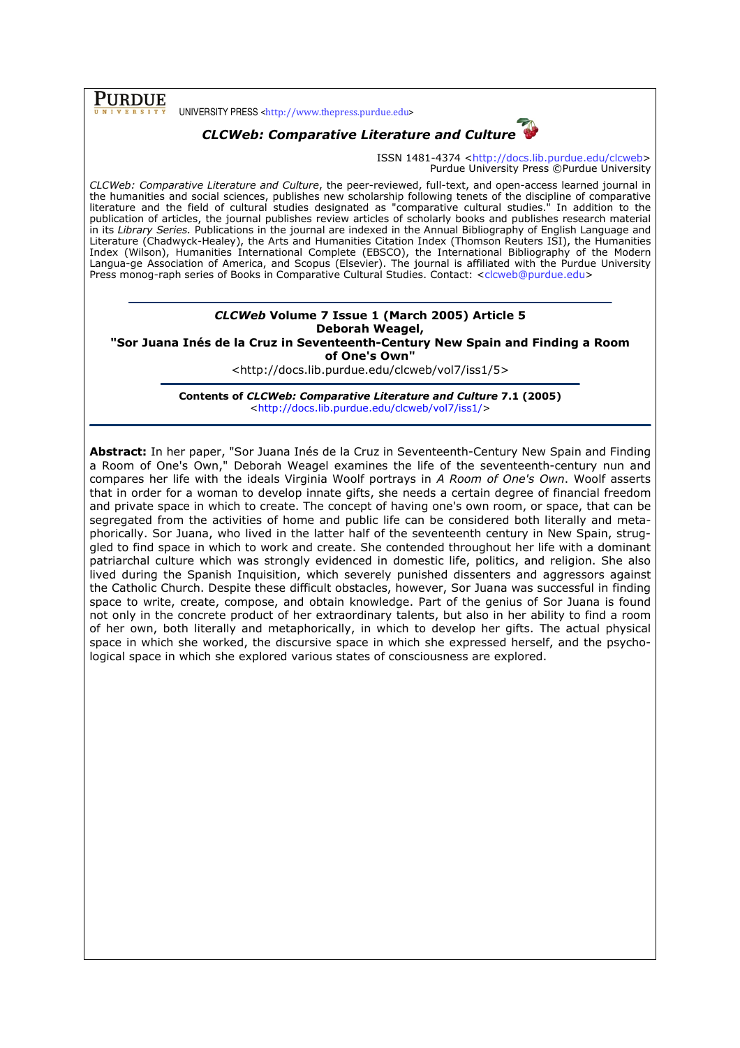PURDUE UNIVERSITY PRESS <http://www.thepress.purdue.edu>

# *CLCWeb: Comparative Literature and Culture*

ISSN 1481-4374 <http://docs.lib.purdue.edu/clcweb>
Purdue University Press ©Purdue University

*CLCWeb: Comparative Literature and Culture*, the peer-reviewed, full-text, and open-access learned journal in the humanities and social sciences, publishes new scholarship following tenets of the discipline of comparative literature and the field of cultural studies designated as "comparative cultural studies." In addition to the publication of articles, the journal publishes review articles of scholarly books and publishes research material in its *Library Series.* Publications in the journal are indexed in the Annual Bibliography of English Language and Literature (Chadwyck-Healey), the Arts and Humanities Citation Index (Thomson Reuters ISI), the Humanities Index (Wilson), Humanities International Complete (EBSCO), the International Bibliography of the Modern Langua-ge Association of America, and Scopus (Elsevier). The journal is affiliated with the Purdue University Press monog-raph series of Books in Comparative Cultural Studies. Contact: <clcweb@purdue.edu>

---

**_CLCWeb_ Volume 7 Issue 1 (March 2005) Article 5**
**Deborah Weagel,**
**"Sor Juana Inés de la Cruz in Seventeenth-Century New Spain and Finding a Room of One's Own"**
<http://docs.lib.purdue.edu/clcweb/vol7/iss1/5>

**Contents of _CLCWeb: Comparative Literature and Culture_ 7.1 (2005)**
<http://docs.lib.purdue.edu/clcweb/vol7/iss1/>

---

**Abstract:** In her paper, "Sor Juana Inés de la Cruz in Seventeenth-Century New Spain and Finding a Room of One's Own," Deborah Weagel examines the life of the seventeenth-century nun and compares her life with the ideals Virginia Woolf portrays in *A Room of One's Own*. Woolf asserts that in order for a woman to develop innate gifts, she needs a certain degree of financial freedom and private space in which to create. The concept of having one's own room, or space, that can be segregated from the activities of home and public life can be considered both literally and metaphorically. Sor Juana, who lived in the latter half of the seventeenth century in New Spain, struggled to find space in which to work and create. She contended throughout her life with a dominant patriarchal culture which was strongly evidenced in domestic life, politics, and religion. She also lived during the Spanish Inquisition, which severely punished dissenters and aggressors against the Catholic Church. Despite these difficult obstacles, however, Sor Juana was successful in finding space to write, create, compose, and obtain knowledge. Part of the genius of Sor Juana is found not only in the concrete product of her extraordinary talents, but also in her ability to find a room of her own, both literally and metaphorically, in which to develop her gifts. The actual physical space in which she worked, the discursive space in which she expressed herself, and the psychological space in which she explored various states of consciousness are explored.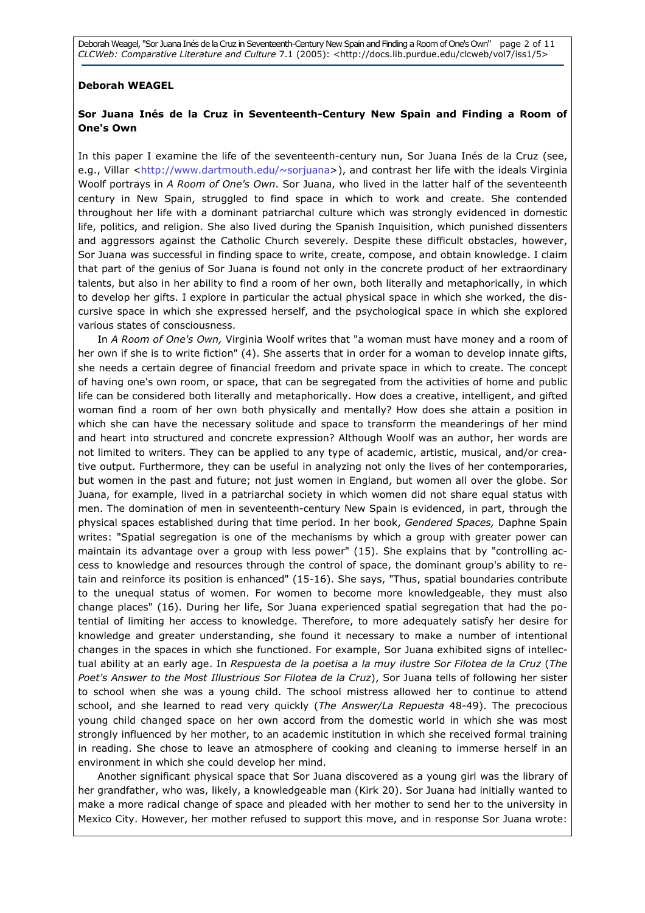**Deborah WEAGEL**

**Sor Juana Inés de la Cruz in Seventeenth-Century New Spain and Finding a Room of One's Own**

In this paper I examine the life of the seventeenth-century nun, Sor Juana Inés de la Cruz (see, e.g., Villar <http://www.dartmouth.edu/~sorjuana>), and contrast her life with the ideals Virginia Woolf portrays in *A Room of One's Own*. Sor Juana, who lived in the latter half of the seventeenth century in New Spain, struggled to find space in which to work and create. She contended throughout her life with a dominant patriarchal culture which was strongly evidenced in domestic life, politics, and religion. She also lived during the Spanish Inquisition, which punished dissenters and aggressors against the Catholic Church severely. Despite these difficult obstacles, however, Sor Juana was successful in finding space to write, create, compose, and obtain knowledge. I claim that part of the genius of Sor Juana is found not only in the concrete product of her extraordinary talents, but also in her ability to find a room of her own, both literally and metaphorically, in which to develop her gifts. I explore in particular the actual physical space in which she worked, the discursive space in which she expressed herself, and the psychological space in which she explored various states of consciousness.

In *A Room of One's Own,* Virginia Woolf writes that "a woman must have money and a room of her own if she is to write fiction" (4). She asserts that in order for a woman to develop innate gifts, she needs a certain degree of financial freedom and private space in which to create. The concept of having one's own room, or space, that can be segregated from the activities of home and public life can be considered both literally and metaphorically. How does a creative, intelligent, and gifted woman find a room of her own both physically and mentally? How does she attain a position in which she can have the necessary solitude and space to transform the meanderings of her mind and heart into structured and concrete expression? Although Woolf was an author, her words are not limited to writers. They can be applied to any type of academic, artistic, musical, and/or creative output. Furthermore, they can be useful in analyzing not only the lives of her contemporaries, but women in the past and future; not just women in England, but women all over the globe. Sor Juana, for example, lived in a patriarchal society in which women did not share equal status with men. The domination of men in seventeenth-century New Spain is evidenced, in part, through the physical spaces established during that time period. In her book, *Gendered Spaces,* Daphne Spain writes: "Spatial segregation is one of the mechanisms by which a group with greater power can maintain its advantage over a group with less power" (15). She explains that by "controlling access to knowledge and resources through the control of space, the dominant group's ability to retain and reinforce its position is enhanced" (15-16). She says, "Thus, spatial boundaries contribute to the unequal status of women. For women to become more knowledgeable, they must also change places" (16). During her life, Sor Juana experienced spatial segregation that had the potential of limiting her access to knowledge. Therefore, to more adequately satisfy her desire for knowledge and greater understanding, she found it necessary to make a number of intentional changes in the spaces in which she functioned. For example, Sor Juana exhibited signs of intellectual ability at an early age. In *Respuesta de la poetisa a la muy ilustre Sor Filotea de la Cruz* (*The Poet's Answer to the Most Illustrious Sor Filotea de la Cruz*), Sor Juana tells of following her sister to school when she was a young child. The school mistress allowed her to continue to attend school, and she learned to read very quickly (*The Answer/La Repuesta* 48-49). The precocious young child changed space on her own accord from the domestic world in which she was most strongly influenced by her mother, to an academic institution in which she received formal training in reading. She chose to leave an atmosphere of cooking and cleaning to immerse herself in an environment in which she could develop her mind.

Another significant physical space that Sor Juana discovered as a young girl was the library of her grandfather, who was, likely, a knowledgeable man (Kirk 20). Sor Juana had initially wanted to make a more radical change of space and pleaded with her mother to send her to the university in Mexico City. However, her mother refused to support this move, and in response Sor Juana wrote: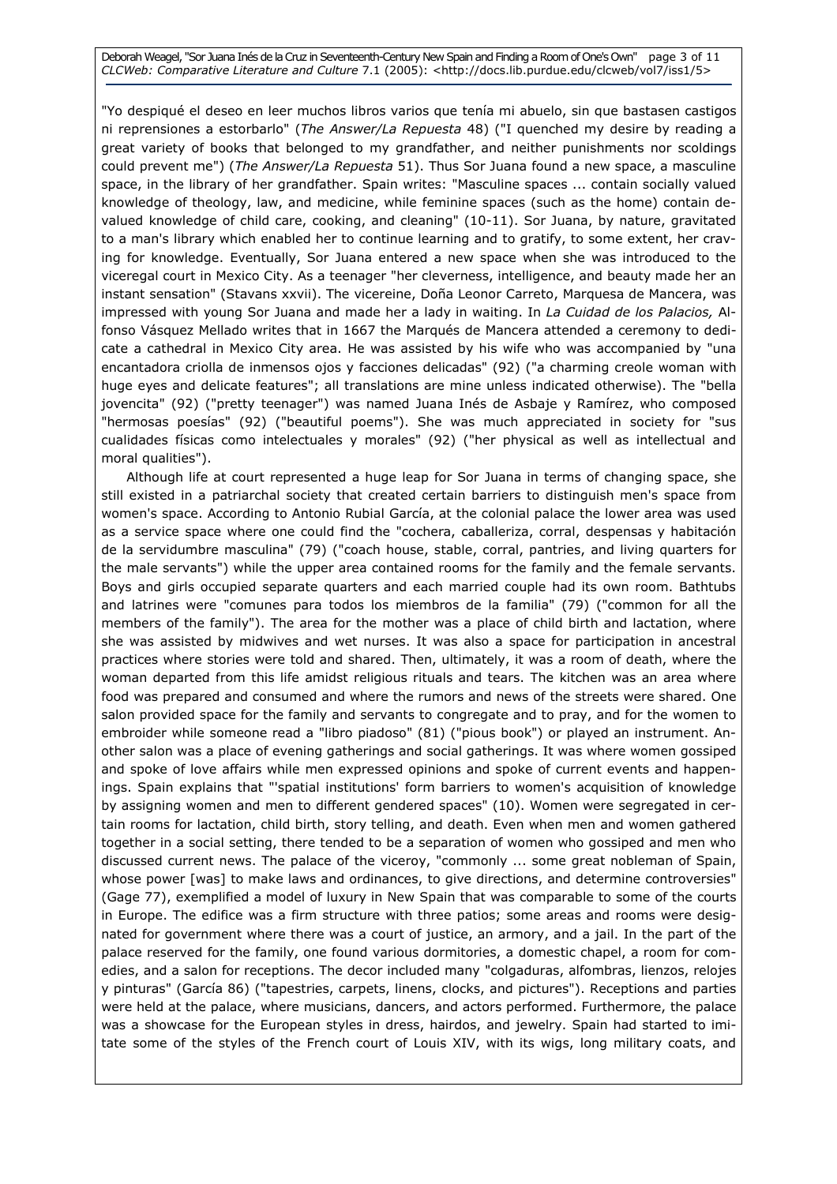"Yo despiqué el deseo en leer muchos libros varios que tenía mi abuelo, sin que bastasen castigos ni reprensiones a estorbarlo" (*The Answer/La Repuesta* 48) ("I quenched my desire by reading a great variety of books that belonged to my grandfather, and neither punishments nor scoldings could prevent me") (*The Answer/La Repuesta* 51). Thus Sor Juana found a new space, a masculine space, in the library of her grandfather. Spain writes: "Masculine spaces ... contain socially valued knowledge of theology, law, and medicine, while feminine spaces (such as the home) contain devalued knowledge of child care, cooking, and cleaning" (10-11). Sor Juana, by nature, gravitated to a man's library which enabled her to continue learning and to gratify, to some extent, her craving for knowledge. Eventually, Sor Juana entered a new space when she was introduced to the viceregal court in Mexico City. As a teenager "her cleverness, intelligence, and beauty made her an instant sensation" (Stavans xxvii). The vicereine, Doña Leonor Carreto, Marquesa de Mancera, was impressed with young Sor Juana and made her a lady in waiting. In *La Cuidad de los Palacios,* Alfonso Vásquez Mellado writes that in 1667 the Marqués de Mancera attended a ceremony to dedicate a cathedral in Mexico City area. He was assisted by his wife who was accompanied by "una encantadora criolla de inmensos ojos y facciones delicadas" (92) ("a charming creole woman with huge eyes and delicate features"; all translations are mine unless indicated otherwise). The "bella jovencita" (92) ("pretty teenager") was named Juana Inés de Asbaje y Ramírez, who composed "hermosas poesías" (92) ("beautiful poems"). She was much appreciated in society for "sus cualidades físicas como intelectuales y morales" (92) ("her physical as well as intellectual and moral qualities").

Although life at court represented a huge leap for Sor Juana in terms of changing space, she still existed in a patriarchal society that created certain barriers to distinguish men's space from women's space. According to Antonio Rubial García, at the colonial palace the lower area was used as a service space where one could find the "cochera, caballeriza, corral, despensas y habitación de la servidumbre masculina" (79) ("coach house, stable, corral, pantries, and living quarters for the male servants") while the upper area contained rooms for the family and the female servants. Boys and girls occupied separate quarters and each married couple had its own room. Bathtubs and latrines were "comunes para todos los miembros de la familia" (79) ("common for all the members of the family"). The area for the mother was a place of child birth and lactation, where she was assisted by midwives and wet nurses. It was also a space for participation in ancestral practices where stories were told and shared. Then, ultimately, it was a room of death, where the woman departed from this life amidst religious rituals and tears. The kitchen was an area where food was prepared and consumed and where the rumors and news of the streets were shared. One salon provided space for the family and servants to congregate and to pray, and for the women to embroider while someone read a "libro piadoso" (81) ("pious book") or played an instrument. Another salon was a place of evening gatherings and social gatherings. It was where women gossiped and spoke of love affairs while men expressed opinions and spoke of current events and happenings. Spain explains that "'spatial institutions' form barriers to women's acquisition of knowledge by assigning women and men to different gendered spaces" (10). Women were segregated in certain rooms for lactation, child birth, story telling, and death. Even when men and women gathered together in a social setting, there tended to be a separation of women who gossiped and men who discussed current news. The palace of the viceroy, "commonly ... some great nobleman of Spain, whose power [was] to make laws and ordinances, to give directions, and determine controversies" (Gage 77), exemplified a model of luxury in New Spain that was comparable to some of the courts in Europe. The edifice was a firm structure with three patios; some areas and rooms were designated for government where there was a court of justice, an armory, and a jail. In the part of the palace reserved for the family, one found various dormitories, a domestic chapel, a room for comedies, and a salon for receptions. The decor included many "colgaduras, alfombras, lienzos, relojes y pinturas" (García 86) ("tapestries, carpets, linens, clocks, and pictures"). Receptions and parties were held at the palace, where musicians, dancers, and actors performed. Furthermore, the palace was a showcase for the European styles in dress, hairdos, and jewelry. Spain had started to imitate some of the styles of the French court of Louis XIV, with its wigs, long military coats, and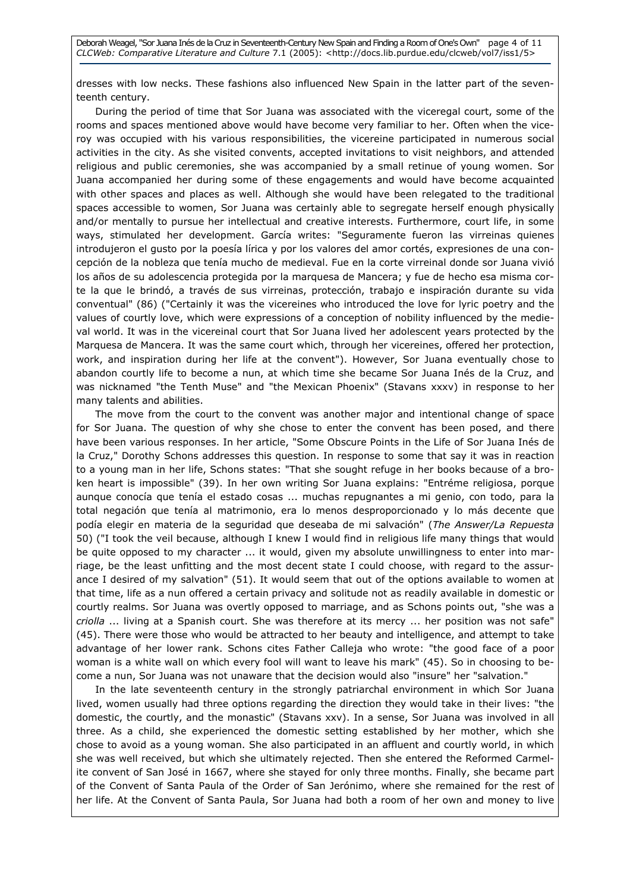dresses with low necks. These fashions also influenced New Spain in the latter part of the seventeenth century.

During the period of time that Sor Juana was associated with the viceregal court, some of the rooms and spaces mentioned above would have become very familiar to her. Often when the viceroy was occupied with his various responsibilities, the vicereine participated in numerous social activities in the city. As she visited convents, accepted invitations to visit neighbors, and attended religious and public ceremonies, she was accompanied by a small retinue of young women. Sor Juana accompanied her during some of these engagements and would have become acquainted with other spaces and places as well. Although she would have been relegated to the traditional spaces accessible to women, Sor Juana was certainly able to segregate herself enough physically and/or mentally to pursue her intellectual and creative interests. Furthermore, court life, in some ways, stimulated her development. García writes: "Seguramente fueron las virreinas quienes introdujeron el gusto por la poesía lírica y por los valores del amor cortés, expresiones de una concepción de la nobleza que tenía mucho de medieval. Fue en la corte virreinal donde sor Juana vivió los años de su adolescencia protegida por la marquesa de Mancera; y fue de hecho esa misma corte la que le brindó, a través de sus virreinas, protección, trabajo e inspiración durante su vida conventual" (86) ("Certainly it was the vicereines who introduced the love for lyric poetry and the values of courtly love, which were expressions of a conception of nobility influenced by the medieval world. It was in the vicereinal court that Sor Juana lived her adolescent years protected by the Marquesa de Mancera. It was the same court which, through her vicereines, offered her protection, work, and inspiration during her life at the convent"). However, Sor Juana eventually chose to abandon courtly life to become a nun, at which time she became Sor Juana Inés de la Cruz, and was nicknamed "the Tenth Muse" and "the Mexican Phoenix" (Stavans xxxv) in response to her many talents and abilities.

The move from the court to the convent was another major and intentional change of space for Sor Juana. The question of why she chose to enter the convent has been posed, and there have been various responses. In her article, "Some Obscure Points in the Life of Sor Juana Inés de la Cruz," Dorothy Schons addresses this question. In response to some that say it was in reaction to a young man in her life, Schons states: "That she sought refuge in her books because of a broken heart is impossible" (39). In her own writing Sor Juana explains: "Entréme religiosa, porque aunque conocía que tenía el estado cosas ... muchas repugnantes a mi genio, con todo, para la total negación que tenía al matrimonio, era lo menos desproporcionado y lo más decente que podía elegir en materia de la seguridad que deseaba de mi salvación" (*The Answer/La Repuesta* 50) ("I took the veil because, although I knew I would find in religious life many things that would be quite opposed to my character ... it would, given my absolute unwillingness to enter into marriage, be the least unfitting and the most decent state I could choose, with regard to the assurance I desired of my salvation" (51). It would seem that out of the options available to women at that time, life as a nun offered a certain privacy and solitude not as readily available in domestic or courtly realms. Sor Juana was overtly opposed to marriage, and as Schons points out, "she was a *criolla* ... living at a Spanish court. She was therefore at its mercy ... her position was not safe" (45). There were those who would be attracted to her beauty and intelligence, and attempt to take advantage of her lower rank. Schons cites Father Calleja who wrote: "the good face of a poor woman is a white wall on which every fool will want to leave his mark" (45). So in choosing to become a nun, Sor Juana was not unaware that the decision would also "insure" her "salvation."

In the late seventeenth century in the strongly patriarchal environment in which Sor Juana lived, women usually had three options regarding the direction they would take in their lives: "the domestic, the courtly, and the monastic" (Stavans xxv). In a sense, Sor Juana was involved in all three. As a child, she experienced the domestic setting established by her mother, which she chose to avoid as a young woman. She also participated in an affluent and courtly world, in which she was well received, but which she ultimately rejected. Then she entered the Reformed Carmelite convent of San José in 1667, where she stayed for only three months. Finally, she became part of the Convent of Santa Paula of the Order of San Jerónimo, where she remained for the rest of her life. At the Convent of Santa Paula, Sor Juana had both a room of her own and money to live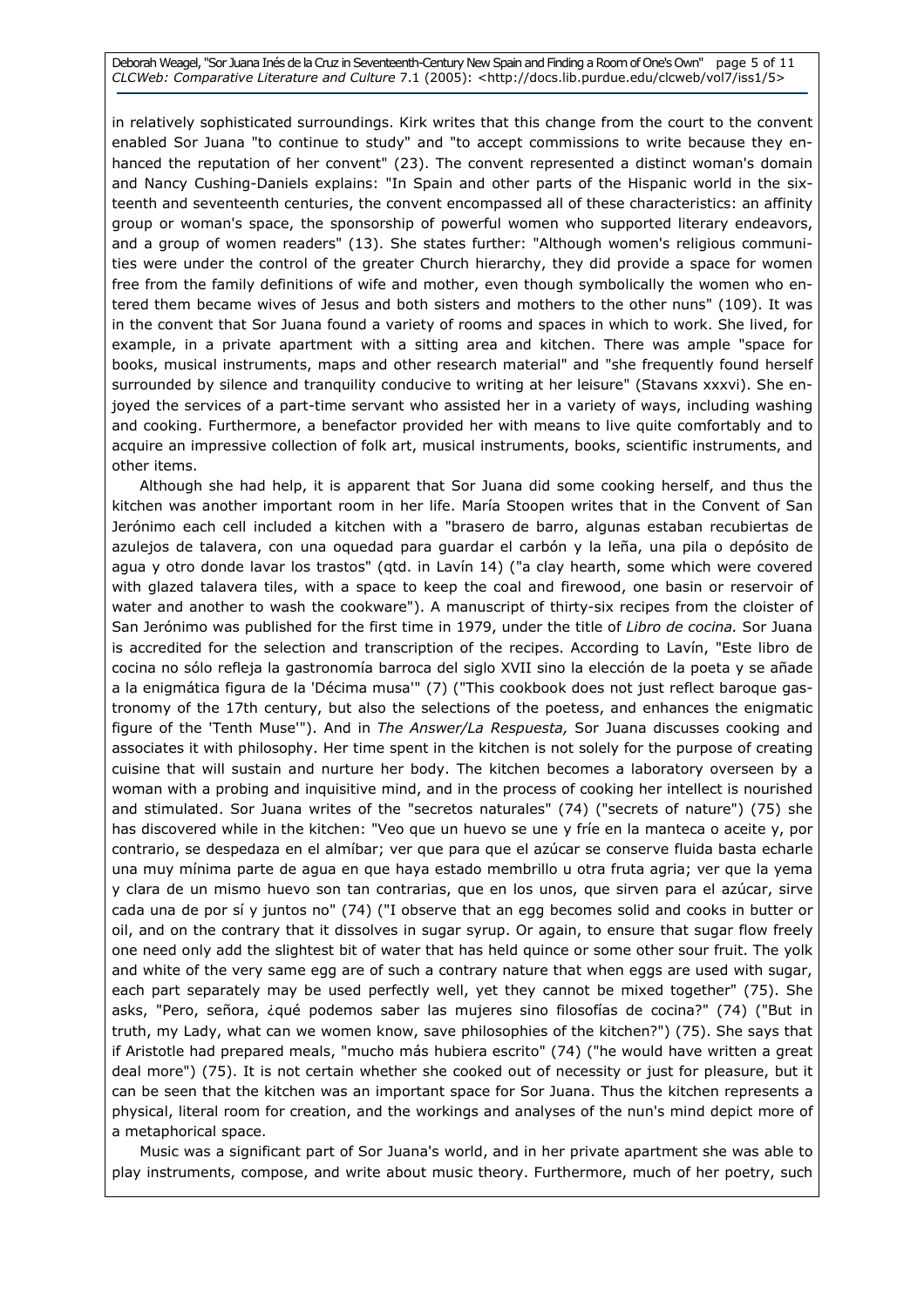in relatively sophisticated surroundings. Kirk writes that this change from the court to the convent enabled Sor Juana "to continue to study" and "to accept commissions to write because they enhanced the reputation of her convent" (23). The convent represented a distinct woman's domain and Nancy Cushing-Daniels explains: "In Spain and other parts of the Hispanic world in the sixteenth and seventeenth centuries, the convent encompassed all of these characteristics: an affinity group or woman's space, the sponsorship of powerful women who supported literary endeavors, and a group of women readers" (13). She states further: "Although women's religious communities were under the control of the greater Church hierarchy, they did provide a space for women free from the family definitions of wife and mother, even though symbolically the women who entered them became wives of Jesus and both sisters and mothers to the other nuns" (109). It was in the convent that Sor Juana found a variety of rooms and spaces in which to work. She lived, for example, in a private apartment with a sitting area and kitchen. There was ample "space for books, musical instruments, maps and other research material" and "she frequently found herself surrounded by silence and tranquility conducive to writing at her leisure" (Stavans xxxvi). She enjoyed the services of a part-time servant who assisted her in a variety of ways, including washing and cooking. Furthermore, a benefactor provided her with means to live quite comfortably and to acquire an impressive collection of folk art, musical instruments, books, scientific instruments, and other items.

Although she had help, it is apparent that Sor Juana did some cooking herself, and thus the kitchen was another important room in her life. María Stoopen writes that in the Convent of San Jerónimo each cell included a kitchen with a "brasero de barro, algunas estaban recubiertas de azulejos de talavera, con una oquedad para guardar el carbón y la leña, una pila o depósito de agua y otro donde lavar los trastos" (qtd. in Lavín 14) ("a clay hearth, some which were covered with glazed talavera tiles, with a space to keep the coal and firewood, one basin or reservoir of water and another to wash the cookware"). A manuscript of thirty-six recipes from the cloister of San Jerónimo was published for the first time in 1979, under the title of *Libro de cocina.* Sor Juana is accredited for the selection and transcription of the recipes. According to Lavín, "Este libro de cocina no sólo refleja la gastronomía barroca del siglo XVII sino la elección de la poeta y se añade a la enigmática figura de la 'Décima musa'" (7) ("This cookbook does not just reflect baroque gastronomy of the 17th century, but also the selections of the poetess, and enhances the enigmatic figure of the 'Tenth Muse'"). And in *The Answer/La Respuesta,* Sor Juana discusses cooking and associates it with philosophy. Her time spent in the kitchen is not solely for the purpose of creating cuisine that will sustain and nurture her body. The kitchen becomes a laboratory overseen by a woman with a probing and inquisitive mind, and in the process of cooking her intellect is nourished and stimulated. Sor Juana writes of the "secretos naturales" (74) ("secrets of nature") (75) she has discovered while in the kitchen: "Veo que un huevo se une y fríe en la manteca o aceite y, por contrario, se despedaza en el almíbar; ver que para que el azúcar se conserve fluida basta echarle una muy mínima parte de agua en que haya estado membrillo u otra fruta agria; ver que la yema y clara de un mismo huevo son tan contrarias, que en los unos, que sirven para el azúcar, sirve cada una de por sí y juntos no" (74) ("I observe that an egg becomes solid and cooks in butter or oil, and on the contrary that it dissolves in sugar syrup. Or again, to ensure that sugar flow freely one need only add the slightest bit of water that has held quince or some other sour fruit. The yolk and white of the very same egg are of such a contrary nature that when eggs are used with sugar, each part separately may be used perfectly well, yet they cannot be mixed together" (75). She asks, "Pero, señora, ¿qué podemos saber las mujeres sino filosofías de cocina?" (74) ("But in truth, my Lady, what can we women know, save philosophies of the kitchen?") (75). She says that if Aristotle had prepared meals, "mucho más hubiera escrito" (74) ("he would have written a great deal more") (75). It is not certain whether she cooked out of necessity or just for pleasure, but it can be seen that the kitchen was an important space for Sor Juana. Thus the kitchen represents a physical, literal room for creation, and the workings and analyses of the nun's mind depict more of a metaphorical space.

Music was a significant part of Sor Juana's world, and in her private apartment she was able to play instruments, compose, and write about music theory. Furthermore, much of her poetry, such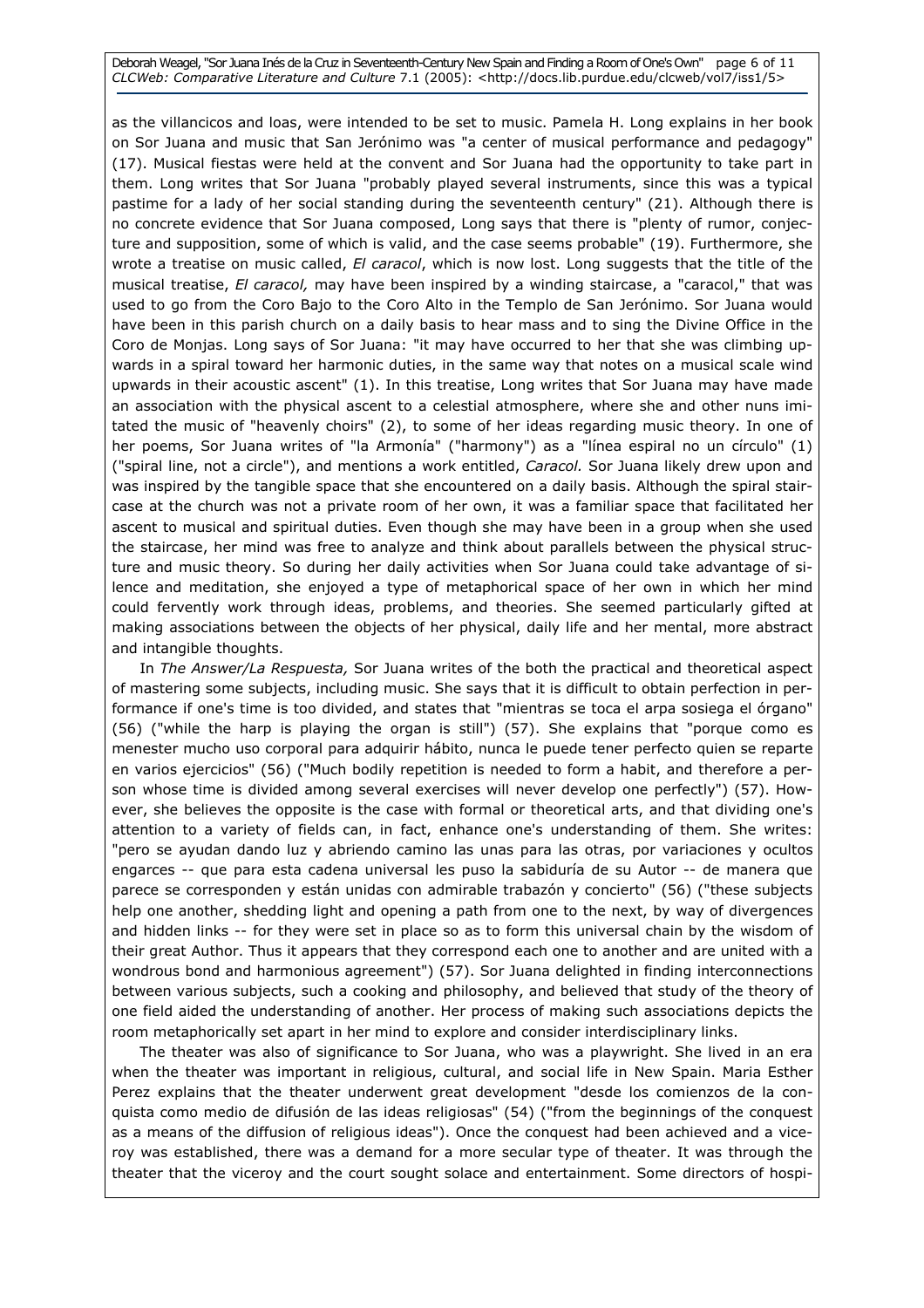as the villancicos and loas, were intended to be set to music. Pamela H. Long explains in her book on Sor Juana and music that San Jerónimo was "a center of musical performance and pedagogy" (17). Musical fiestas were held at the convent and Sor Juana had the opportunity to take part in them. Long writes that Sor Juana "probably played several instruments, since this was a typical pastime for a lady of her social standing during the seventeenth century" (21). Although there is no concrete evidence that Sor Juana composed, Long says that there is "plenty of rumor, conjecture and supposition, some of which is valid, and the case seems probable" (19). Furthermore, she wrote a treatise on music called, *El caracol*, which is now lost. Long suggests that the title of the musical treatise, *El caracol,* may have been inspired by a winding staircase, a "caracol," that was used to go from the Coro Bajo to the Coro Alto in the Templo de San Jerónimo. Sor Juana would have been in this parish church on a daily basis to hear mass and to sing the Divine Office in the Coro de Monjas. Long says of Sor Juana: "it may have occurred to her that she was climbing upwards in a spiral toward her harmonic duties, in the same way that notes on a musical scale wind upwards in their acoustic ascent" (1). In this treatise, Long writes that Sor Juana may have made an association with the physical ascent to a celestial atmosphere, where she and other nuns imitated the music of "heavenly choirs" (2), to some of her ideas regarding music theory. In one of her poems, Sor Juana writes of "la Armonía" ("harmony") as a "línea espiral no un círculo" (1) ("spiral line, not a circle"), and mentions a work entitled, *Caracol.* Sor Juana likely drew upon and was inspired by the tangible space that she encountered on a daily basis. Although the spiral staircase at the church was not a private room of her own, it was a familiar space that facilitated her ascent to musical and spiritual duties. Even though she may have been in a group when she used the staircase, her mind was free to analyze and think about parallels between the physical structure and music theory. So during her daily activities when Sor Juana could take advantage of silence and meditation, she enjoyed a type of metaphorical space of her own in which her mind could fervently work through ideas, problems, and theories. She seemed particularly gifted at making associations between the objects of her physical, daily life and her mental, more abstract and intangible thoughts.

In *The Answer/La Respuesta,* Sor Juana writes of the both the practical and theoretical aspect of mastering some subjects, including music. She says that it is difficult to obtain perfection in performance if one's time is too divided, and states that "mientras se toca el arpa sosiega el órgano" (56) ("while the harp is playing the organ is still") (57). She explains that "porque como es menester mucho uso corporal para adquirir hábito, nunca le puede tener perfecto quien se reparte en varios ejercicios" (56) ("Much bodily repetition is needed to form a habit, and therefore a person whose time is divided among several exercises will never develop one perfectly") (57). However, she believes the opposite is the case with formal or theoretical arts, and that dividing one's attention to a variety of fields can, in fact, enhance one's understanding of them. She writes: "pero se ayudan dando luz y abriendo camino las unas para las otras, por variaciones y ocultos engarces -- que para esta cadena universal les puso la sabiduría de su Autor -- de manera que parece se corresponden y están unidas con admirable trabazón y concierto" (56) ("these subjects help one another, shedding light and opening a path from one to the next, by way of divergences and hidden links -- for they were set in place so as to form this universal chain by the wisdom of their great Author. Thus it appears that they correspond each one to another and are united with a wondrous bond and harmonious agreement") (57). Sor Juana delighted in finding interconnections between various subjects, such a cooking and philosophy, and believed that study of the theory of one field aided the understanding of another. Her process of making such associations depicts the room metaphorically set apart in her mind to explore and consider interdisciplinary links.

The theater was also of significance to Sor Juana, who was a playwright. She lived in an era when the theater was important in religious, cultural, and social life in New Spain. Maria Esther Perez explains that the theater underwent great development "desde los comienzos de la conquista como medio de difusión de las ideas religiosas" (54) ("from the beginnings of the conquest as a means of the diffusion of religious ideas"). Once the conquest had been achieved and a viceroy was established, there was a demand for a more secular type of theater. It was through the theater that the viceroy and the court sought solace and entertainment. Some directors of hospi-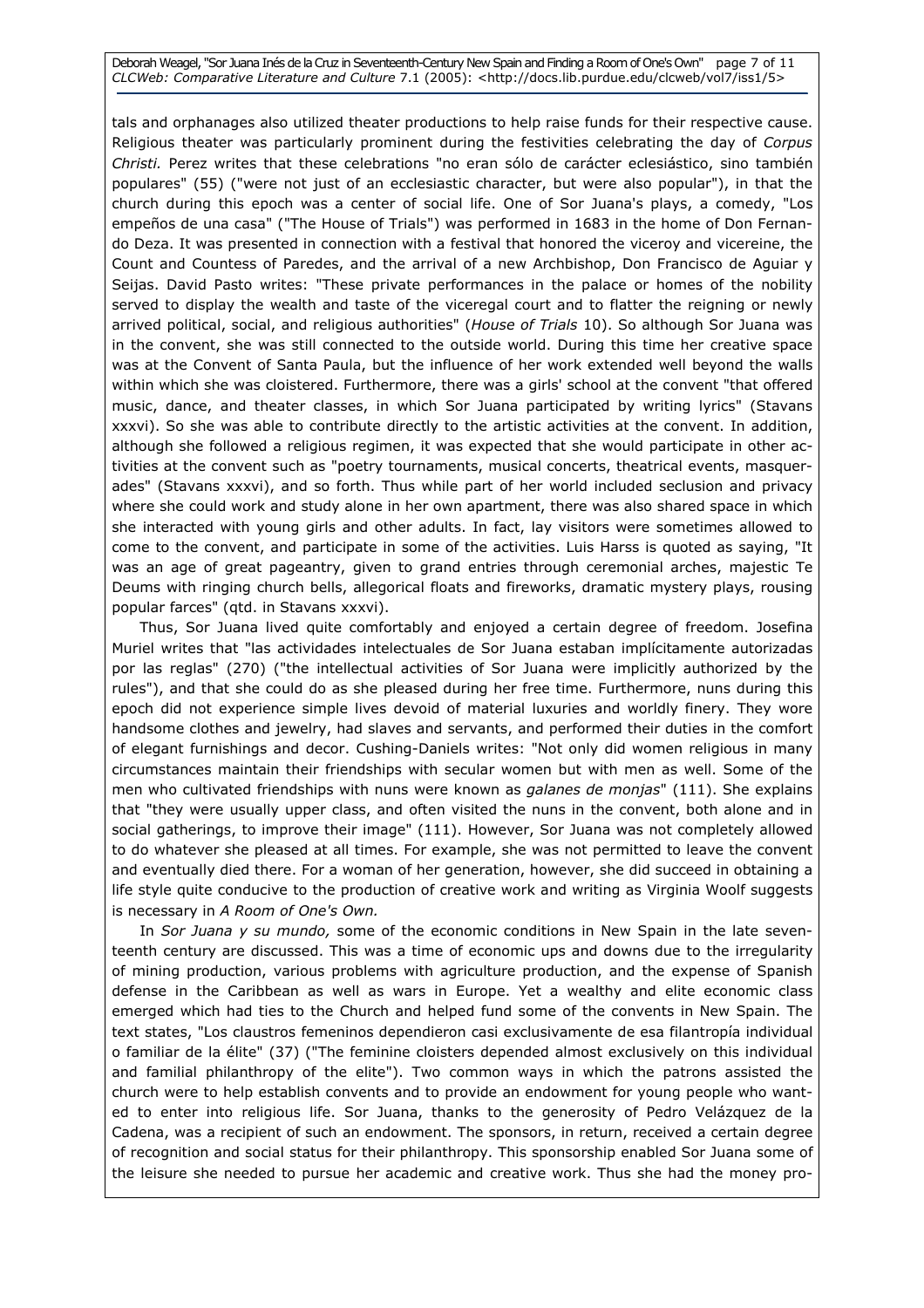tals and orphanages also utilized theater productions to help raise funds for their respective cause. Religious theater was particularly prominent during the festivities celebrating the day of *Corpus Christi.* Perez writes that these celebrations "no eran sólo de carácter eclesiástico, sino también populares" (55) ("were not just of an ecclesiastic character, but were also popular"), in that the church during this epoch was a center of social life. One of Sor Juana's plays, a comedy, "Los empeños de una casa" ("The House of Trials") was performed in 1683 in the home of Don Fernando Deza. It was presented in connection with a festival that honored the viceroy and vicereine, the Count and Countess of Paredes, and the arrival of a new Archbishop, Don Francisco de Aguiar y Seijas. David Pasto writes: "These private performances in the palace or homes of the nobility served to display the wealth and taste of the viceregal court and to flatter the reigning or newly arrived political, social, and religious authorities" (*House of Trials* 10). So although Sor Juana was in the convent, she was still connected to the outside world. During this time her creative space was at the Convent of Santa Paula, but the influence of her work extended well beyond the walls within which she was cloistered. Furthermore, there was a girls' school at the convent "that offered music, dance, and theater classes, in which Sor Juana participated by writing lyrics" (Stavans xxxvi). So she was able to contribute directly to the artistic activities at the convent. In addition, although she followed a religious regimen, it was expected that she would participate in other activities at the convent such as "poetry tournaments, musical concerts, theatrical events, masquerades" (Stavans xxxvi), and so forth. Thus while part of her world included seclusion and privacy where she could work and study alone in her own apartment, there was also shared space in which she interacted with young girls and other adults. In fact, lay visitors were sometimes allowed to come to the convent, and participate in some of the activities. Luis Harss is quoted as saying, "It was an age of great pageantry, given to grand entries through ceremonial arches, majestic Te Deums with ringing church bells, allegorical floats and fireworks, dramatic mystery plays, rousing popular farces" (qtd. in Stavans xxxvi).

Thus, Sor Juana lived quite comfortably and enjoyed a certain degree of freedom. Josefina Muriel writes that "las actividades intelectuales de Sor Juana estaban implícitamente autorizadas por las reglas" (270) ("the intellectual activities of Sor Juana were implicitly authorized by the rules"), and that she could do as she pleased during her free time. Furthermore, nuns during this epoch did not experience simple lives devoid of material luxuries and worldly finery. They wore handsome clothes and jewelry, had slaves and servants, and performed their duties in the comfort of elegant furnishings and decor. Cushing-Daniels writes: "Not only did women religious in many circumstances maintain their friendships with secular women but with men as well. Some of the men who cultivated friendships with nuns were known as *galanes de monjas*" (111). She explains that "they were usually upper class, and often visited the nuns in the convent, both alone and in social gatherings, to improve their image" (111). However, Sor Juana was not completely allowed to do whatever she pleased at all times. For example, she was not permitted to leave the convent and eventually died there. For a woman of her generation, however, she did succeed in obtaining a life style quite conducive to the production of creative work and writing as Virginia Woolf suggests is necessary in *A Room of One's Own.*

In *Sor Juana y su mundo,* some of the economic conditions in New Spain in the late seventeenth century are discussed. This was a time of economic ups and downs due to the irregularity of mining production, various problems with agriculture production, and the expense of Spanish defense in the Caribbean as well as wars in Europe. Yet a wealthy and elite economic class emerged which had ties to the Church and helped fund some of the convents in New Spain. The text states, "Los claustros femeninos dependieron casi exclusivamente de esa filantropía individual o familiar de la élite" (37) ("The feminine cloisters depended almost exclusively on this individual and familial philanthropy of the elite"). Two common ways in which the patrons assisted the church were to help establish convents and to provide an endowment for young people who wanted to enter into religious life. Sor Juana, thanks to the generosity of Pedro Velázquez de la Cadena, was a recipient of such an endowment. The sponsors, in return, received a certain degree of recognition and social status for their philanthropy. This sponsorship enabled Sor Juana some of the leisure she needed to pursue her academic and creative work. Thus she had the money pro-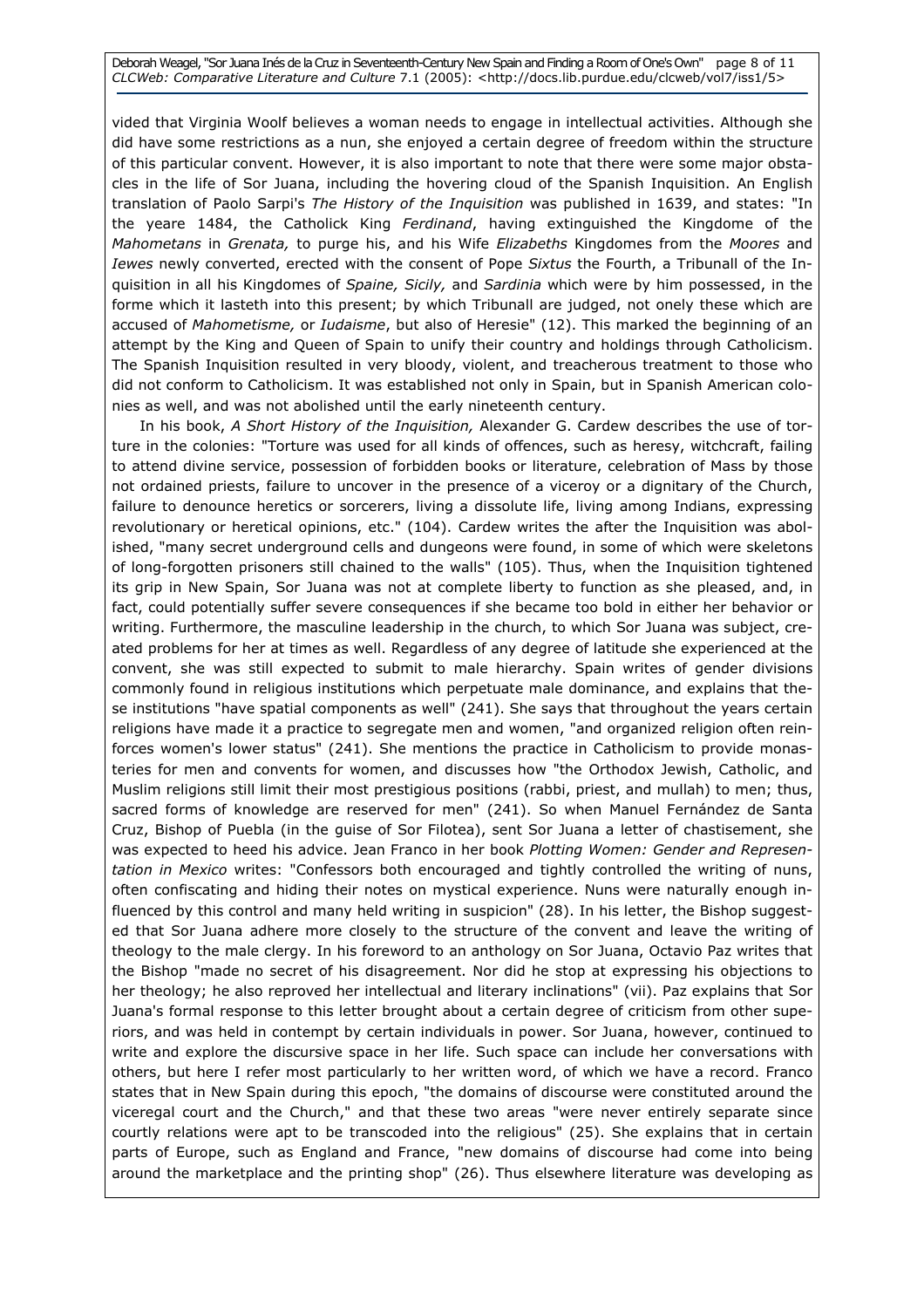vided that Virginia Woolf believes a woman needs to engage in intellectual activities. Although she did have some restrictions as a nun, she enjoyed a certain degree of freedom within the structure of this particular convent. However, it is also important to note that there were some major obstacles in the life of Sor Juana, including the hovering cloud of the Spanish Inquisition. An English translation of Paolo Sarpi's *The History of the Inquisition* was published in 1639, and states: "In the yeare 1484, the Catholick King *Ferdinand*, having extinguished the Kingdome of the *Mahometans* in *Grenata,* to purge his, and his Wife *Elizabeths* Kingdomes from the *Moores* and *Iewes* newly converted, erected with the consent of Pope *Sixtus* the Fourth, a Tribunall of the Inquisition in all his Kingdomes of *Spaine, Sicily,* and *Sardinia* which were by him possessed, in the forme which it lasteth into this present; by which Tribunall are judged, not onely these which are accused of *Mahometisme,* or *Iudaisme*, but also of Heresie" (12). This marked the beginning of an attempt by the King and Queen of Spain to unify their country and holdings through Catholicism. The Spanish Inquisition resulted in very bloody, violent, and treacherous treatment to those who did not conform to Catholicism. It was established not only in Spain, but in Spanish American colonies as well, and was not abolished until the early nineteenth century.

In his book, *A Short History of the Inquisition,* Alexander G. Cardew describes the use of torture in the colonies: "Torture was used for all kinds of offences, such as heresy, witchcraft, failing to attend divine service, possession of forbidden books or literature, celebration of Mass by those not ordained priests, failure to uncover in the presence of a viceroy or a dignitary of the Church, failure to denounce heretics or sorcerers, living a dissolute life, living among Indians, expressing revolutionary or heretical opinions, etc." (104). Cardew writes the after the Inquisition was abolished, "many secret underground cells and dungeons were found, in some of which were skeletons of long-forgotten prisoners still chained to the walls" (105). Thus, when the Inquisition tightened its grip in New Spain, Sor Juana was not at complete liberty to function as she pleased, and, in fact, could potentially suffer severe consequences if she became too bold in either her behavior or writing. Furthermore, the masculine leadership in the church, to which Sor Juana was subject, created problems for her at times as well. Regardless of any degree of latitude she experienced at the convent, she was still expected to submit to male hierarchy. Spain writes of gender divisions commonly found in religious institutions which perpetuate male dominance, and explains that these institutions "have spatial components as well" (241). She says that throughout the years certain religions have made it a practice to segregate men and women, "and organized religion often reinforces women's lower status" (241). She mentions the practice in Catholicism to provide monasteries for men and convents for women, and discusses how "the Orthodox Jewish, Catholic, and Muslim religions still limit their most prestigious positions (rabbi, priest, and mullah) to men; thus, sacred forms of knowledge are reserved for men" (241). So when Manuel Fernández de Santa Cruz, Bishop of Puebla (in the guise of Sor Filotea), sent Sor Juana a letter of chastisement, she was expected to heed his advice. Jean Franco in her book *Plotting Women: Gender and Representation in Mexico* writes: "Confessors both encouraged and tightly controlled the writing of nuns, often confiscating and hiding their notes on mystical experience. Nuns were naturally enough influenced by this control and many held writing in suspicion" (28). In his letter, the Bishop suggested that Sor Juana adhere more closely to the structure of the convent and leave the writing of theology to the male clergy. In his foreword to an anthology on Sor Juana, Octavio Paz writes that the Bishop "made no secret of his disagreement. Nor did he stop at expressing his objections to her theology; he also reproved her intellectual and literary inclinations" (vii). Paz explains that Sor Juana's formal response to this letter brought about a certain degree of criticism from other superiors, and was held in contempt by certain individuals in power. Sor Juana, however, continued to write and explore the discursive space in her life. Such space can include her conversations with others, but here I refer most particularly to her written word, of which we have a record. Franco states that in New Spain during this epoch, "the domains of discourse were constituted around the viceregal court and the Church," and that these two areas "were never entirely separate since courtly relations were apt to be transcoded into the religious" (25). She explains that in certain parts of Europe, such as England and France, "new domains of discourse had come into being around the marketplace and the printing shop" (26). Thus elsewhere literature was developing as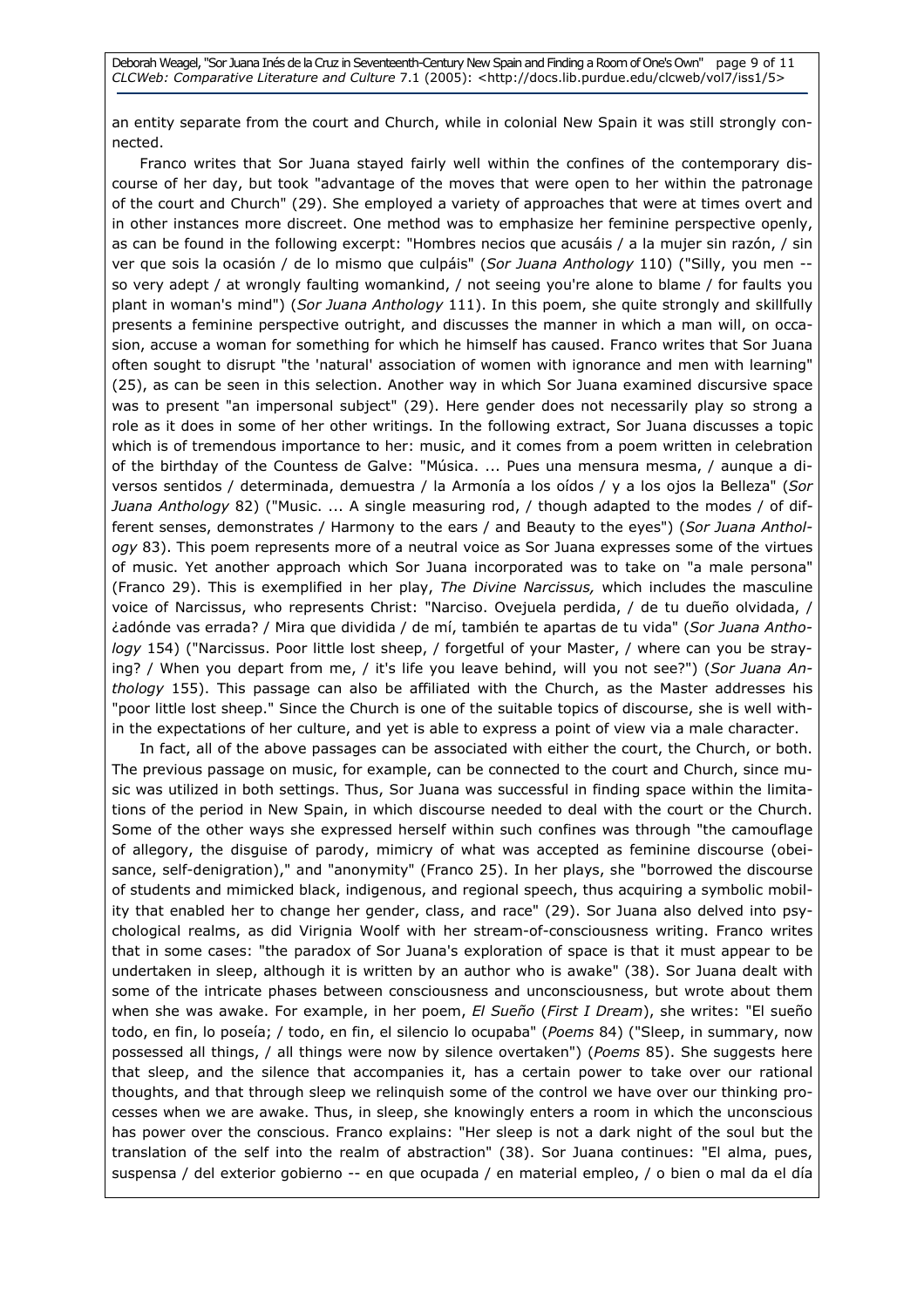an entity separate from the court and Church, while in colonial New Spain it was still strongly connected.

Franco writes that Sor Juana stayed fairly well within the confines of the contemporary discourse of her day, but took "advantage of the moves that were open to her within the patronage of the court and Church" (29). She employed a variety of approaches that were at times overt and in other instances more discreet. One method was to emphasize her feminine perspective openly, as can be found in the following excerpt: "Hombres necios que acusáis / a la mujer sin razón, / sin ver que sois la ocasión / de lo mismo que culpáis" (*Sor Juana Anthology* 110) ("Silly, you men -- so very adept / at wrongly faulting womankind, / not seeing you're alone to blame / for faults you plant in woman's mind") (*Sor Juana Anthology* 111). In this poem, she quite strongly and skillfully presents a feminine perspective outright, and discusses the manner in which a man will, on occasion, accuse a woman for something for which he himself has caused. Franco writes that Sor Juana often sought to disrupt "the 'natural' association of women with ignorance and men with learning" (25), as can be seen in this selection. Another way in which Sor Juana examined discursive space was to present "an impersonal subject" (29). Here gender does not necessarily play so strong a role as it does in some of her other writings. In the following extract, Sor Juana discusses a topic which is of tremendous importance to her: music, and it comes from a poem written in celebration of the birthday of the Countess de Galve: "Música. ... Pues una mensura mesma, / aunque a diversos sentidos / determinada, demuestra / la Armonía a los oídos / y a los ojos la Belleza" (*Sor Juana Anthology* 82) ("Music. ... A single measuring rod, / though adapted to the modes / of different senses, demonstrates / Harmony to the ears / and Beauty to the eyes") (*Sor Juana Anthology* 83). This poem represents more of a neutral voice as Sor Juana expresses some of the virtues of music. Yet another approach which Sor Juana incorporated was to take on "a male persona" (Franco 29). This is exemplified in her play, *The Divine Narcissus,* which includes the masculine voice of Narcissus, who represents Christ: "Narciso. Ovejuela perdida, / de tu dueño olvidada, / ¿adónde vas errada? / Mira que dividida / de mí, también te apartas de tu vida" (*Sor Juana Anthology* 154) ("Narcissus. Poor little lost sheep, / forgetful of your Master, / where can you be straying? / When you depart from me, / it's life you leave behind, will you not see?") (*Sor Juana Anthology* 155). This passage can also be affiliated with the Church, as the Master addresses his "poor little lost sheep." Since the Church is one of the suitable topics of discourse, she is well within the expectations of her culture, and yet is able to express a point of view via a male character.

In fact, all of the above passages can be associated with either the court, the Church, or both. The previous passage on music, for example, can be connected to the court and Church, since music was utilized in both settings. Thus, Sor Juana was successful in finding space within the limitations of the period in New Spain, in which discourse needed to deal with the court or the Church. Some of the other ways she expressed herself within such confines was through "the camouflage of allegory, the disguise of parody, mimicry of what was accepted as feminine discourse (obeisance, self-denigration)," and "anonymity" (Franco 25). In her plays, she "borrowed the discourse of students and mimicked black, indigenous, and regional speech, thus acquiring a symbolic mobility that enabled her to change her gender, class, and race" (29). Sor Juana also delved into psychological realms, as did Virignia Woolf with her stream-of-consciousness writing. Franco writes that in some cases: "the paradox of Sor Juana's exploration of space is that it must appear to be undertaken in sleep, although it is written by an author who is awake" (38). Sor Juana dealt with some of the intricate phases between consciousness and unconsciousness, but wrote about them when she was awake. For example, in her poem, *El Sueño* (*First I Dream*), she writes: "El sueño todo, en fin, lo poseía; / todo, en fin, el silencio lo ocupaba" (*Poems* 84) ("Sleep, in summary, now possessed all things, / all things were now by silence overtaken") (*Poems* 85). She suggests here that sleep, and the silence that accompanies it, has a certain power to take over our rational thoughts, and that through sleep we relinquish some of the control we have over our thinking processes when we are awake. Thus, in sleep, she knowingly enters a room in which the unconscious has power over the conscious. Franco explains: "Her sleep is not a dark night of the soul but the translation of the self into the realm of abstraction" (38). Sor Juana continues: "El alma, pues, suspensa / del exterior gobierno -- en que ocupada / en material empleo, / o bien o mal da el día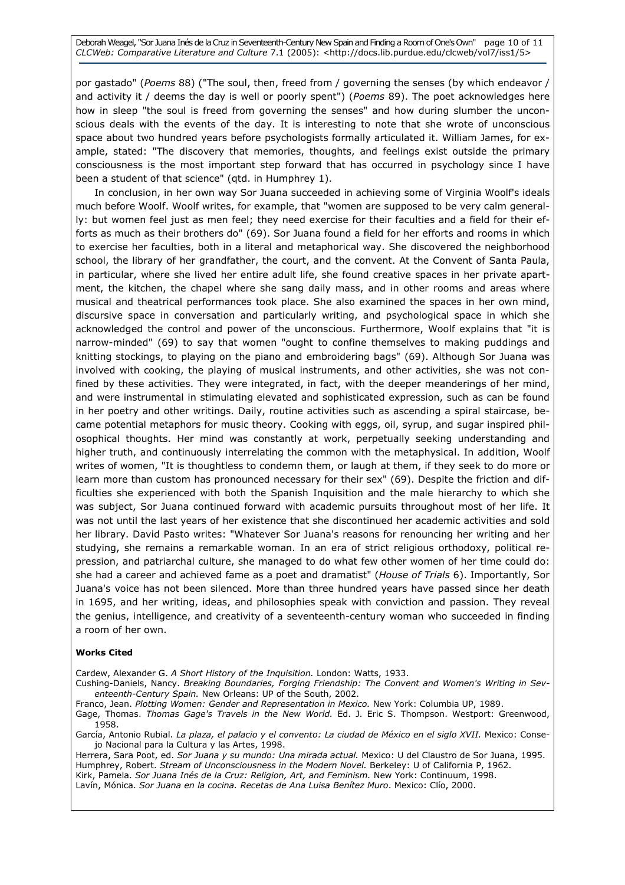por gastado" (*Poems* 88) ("The soul, then, freed from / governing the senses (by which endeavor / and activity it / deems the day is well or poorly spent") (*Poems* 89). The poet acknowledges here how in sleep "the soul is freed from governing the senses" and how during slumber the unconscious deals with the events of the day. It is interesting to note that she wrote of unconscious space about two hundred years before psychologists formally articulated it. William James, for example, stated: "The discovery that memories, thoughts, and feelings exist outside the primary consciousness is the most important step forward that has occurred in psychology since I have been a student of that science" (qtd. in Humphrey 1).

In conclusion, in her own way Sor Juana succeeded in achieving some of Virginia Woolf's ideals much before Woolf. Woolf writes, for example, that "women are supposed to be very calm generally: but women feel just as men feel; they need exercise for their faculties and a field for their efforts as much as their brothers do" (69). Sor Juana found a field for her efforts and rooms in which to exercise her faculties, both in a literal and metaphorical way. She discovered the neighborhood school, the library of her grandfather, the court, and the convent. At the Convent of Santa Paula, in particular, where she lived her entire adult life, she found creative spaces in her private apartment, the kitchen, the chapel where she sang daily mass, and in other rooms and areas where musical and theatrical performances took place. She also examined the spaces in her own mind, discursive space in conversation and particularly writing, and psychological space in which she acknowledged the control and power of the unconscious. Furthermore, Woolf explains that "it is narrow-minded" (69) to say that women "ought to confine themselves to making puddings and knitting stockings, to playing on the piano and embroidering bags" (69). Although Sor Juana was involved with cooking, the playing of musical instruments, and other activities, she was not confined by these activities. They were integrated, in fact, with the deeper meanderings of her mind, and were instrumental in stimulating elevated and sophisticated expression, such as can be found in her poetry and other writings. Daily, routine activities such as ascending a spiral staircase, became potential metaphors for music theory. Cooking with eggs, oil, syrup, and sugar inspired philosophical thoughts. Her mind was constantly at work, perpetually seeking understanding and higher truth, and continuously interrelating the common with the metaphysical. In addition, Woolf writes of women, "It is thoughtless to condemn them, or laugh at them, if they seek to do more or learn more than custom has pronounced necessary for their sex" (69). Despite the friction and difficulties she experienced with both the Spanish Inquisition and the male hierarchy to which she was subject, Sor Juana continued forward with academic pursuits throughout most of her life. It was not until the last years of her existence that she discontinued her academic activities and sold her library. David Pasto writes: "Whatever Sor Juana's reasons for renouncing her writing and her studying, she remains a remarkable woman. In an era of strict religious orthodoxy, political repression, and patriarchal culture, she managed to do what few other women of her time could do: she had a career and achieved fame as a poet and dramatist" (*House of Trials* 6). Importantly, Sor Juana's voice has not been silenced. More than three hundred years have passed since her death in 1695, and her writing, ideas, and philosophies speak with conviction and passion. They reveal the genius, intelligence, and creativity of a seventeenth-century woman who succeeded in finding a room of her own.

**Works Cited**

Cardew, Alexander G. *A Short History of the Inquisition.* London: Watts, 1933.

Cushing-Daniels, Nancy. *Breaking Boundaries, Forging Friendship: The Convent and Women's Writing in Seventeenth-Century Spain.* New Orleans: UP of the South, 2002.

Franco, Jean. *Plotting Women: Gender and Representation in Mexico.* New York: Columbia UP, 1989.

Gage, Thomas. *Thomas Gage's Travels in the New World.* Ed. J. Eric S. Thompson. Westport: Greenwood, 1958.

García, Antonio Rubial. *La plaza, el palacio y el convento: La ciudad de México en el siglo XVII.* Mexico: Consejo Nacional para la Cultura y las Artes, 1998.

Herrera, Sara Poot, ed. *Sor Juana y su mundo: Una mirada actual.* Mexico: U del Claustro de Sor Juana, 1995.

Humphrey, Robert. *Stream of Unconsciousness in the Modern Novel.* Berkeley: U of California P, 1962.

Kirk, Pamela. *Sor Juana Inés de la Cruz: Religion, Art, and Feminism.* New York: Continuum, 1998.

Lavín, Mónica. *Sor Juana en la cocina. Recetas de Ana Luisa Benítez Muro*. Mexico: Clío, 2000.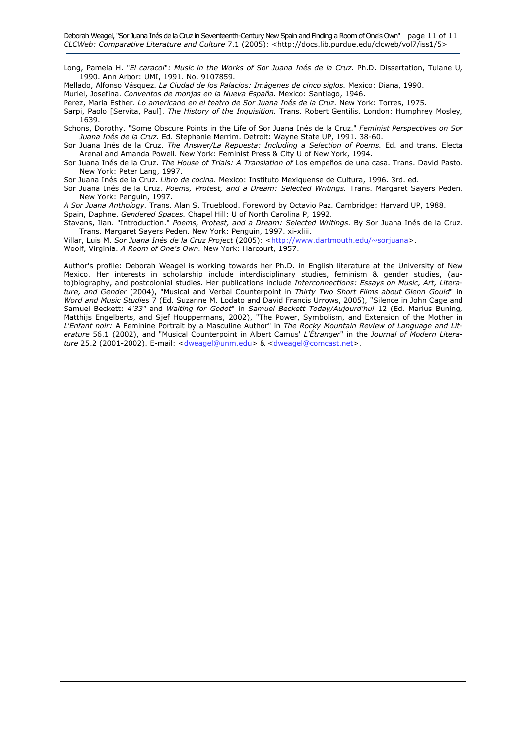Long, Pamela H. "*El caracol*"*: Music in the Works of Sor Juana Inés de la Cruz.* Ph.D. Dissertation, Tulane U, 1990. Ann Arbor: UMI, 1991. No. 9107859.

Mellado, Alfonso Vásquez. *La Ciudad de los Palacios: Imágenes de cinco siglos.* Mexico: Diana, 1990.

Muriel, Josefina. *Conventos de monjas en la Nueva España.* Mexico: Santiago, 1946.

Perez, Maria Esther. *Lo americano en el teatro de Sor Juana Inés de la Cruz.* New York: Torres, 1975.

Sarpi, Paolo [Servita, Paul]. *The History of the Inquisition.* Trans. Robert Gentilis. London: Humphrey Mosley, 1639.

Schons, Dorothy. "Some Obscure Points in the Life of Sor Juana Inés de la Cruz." *Feminist Perspectives on Sor Juana Inés de la Cruz.* Ed. Stephanie Merrim. Detroit: Wayne State UP, 1991. 38-60.

Sor Juana Inés de la Cruz. *The Answer/La Repuesta: Including a Selection of Poems.* Ed. and trans. Electa Arenal and Amanda Powell. New York: Feminist Press & City U of New York, 1994.

Sor Juana Inés de la Cruz. *The House of Trials: A Translation of* Los empeños de una casa. Trans. David Pasto. New York: Peter Lang, 1997.

Sor Juana Inés de la Cruz. *Libro de cocina.* Mexico: Instituto Mexiquense de Cultura, 1996. 3rd. ed.

Sor Juana Inés de la Cruz. *Poems, Protest, and a Dream: Selected Writings.* Trans. Margaret Sayers Peden. New York: Penguin, 1997.

*A Sor Juana Anthology*. Trans. Alan S. Trueblood. Foreword by Octavio Paz. Cambridge: Harvard UP, 1988.

Spain, Daphne. *Gendered Spaces.* Chapel Hill: U of North Carolina P, 1992.

Stavans, Ilan. "Introduction." *Poems, Protest, and a Dream: Selected Writings.* By Sor Juana Inés de la Cruz. Trans. Margaret Sayers Peden. New York: Penguin, 1997. xi-xliii.

Villar, Luis M. *Sor Juana Inés de la Cruz Project* (2005): <http://www.dartmouth.edu/~sorjuana>.

Woolf, Virginia. *A Room of One's Own.* New York: Harcourt, 1957.

Author's profile: Deborah Weagel is working towards her Ph.D. in English literature at the University of New Mexico. Her interests in scholarship include interdisciplinary studies, feminism & gender studies, (auto)biography, and postcolonial studies. Her publications include *Interconnections: Essays on Music, Art, Literature, and Gender* (2004), "Musical and Verbal Counterpoint in *Thirty Two Short Films about Glenn Gould*" in *Word and Music Studies* 7 (Ed. Suzanne M. Lodato and David Francis Urrows, 2005), "Silence in John Cage and Samuel Beckett: *4'33"* and *Waiting for Godot*" in *Samuel Beckett Today/Aujourd'hui* 12 (Ed. Marius Buning, Matthijs Engelberts, and Sjef Houppermans, 2002), "The Power, Symbolism, and Extension of the Mother in *L'Enfant noir:* A Feminine Portrait by a Masculine Author" in *The Rocky Mountain Review of Language and Literature* 56.1 (2002), and "Musical Counterpoint in Albert Camus' *L'Étranger*" in the *Journal of Modern Literature* 25.2 (2001-2002). E-mail: <dweagel@unm.edu> & <dweagel@comcast.net>.